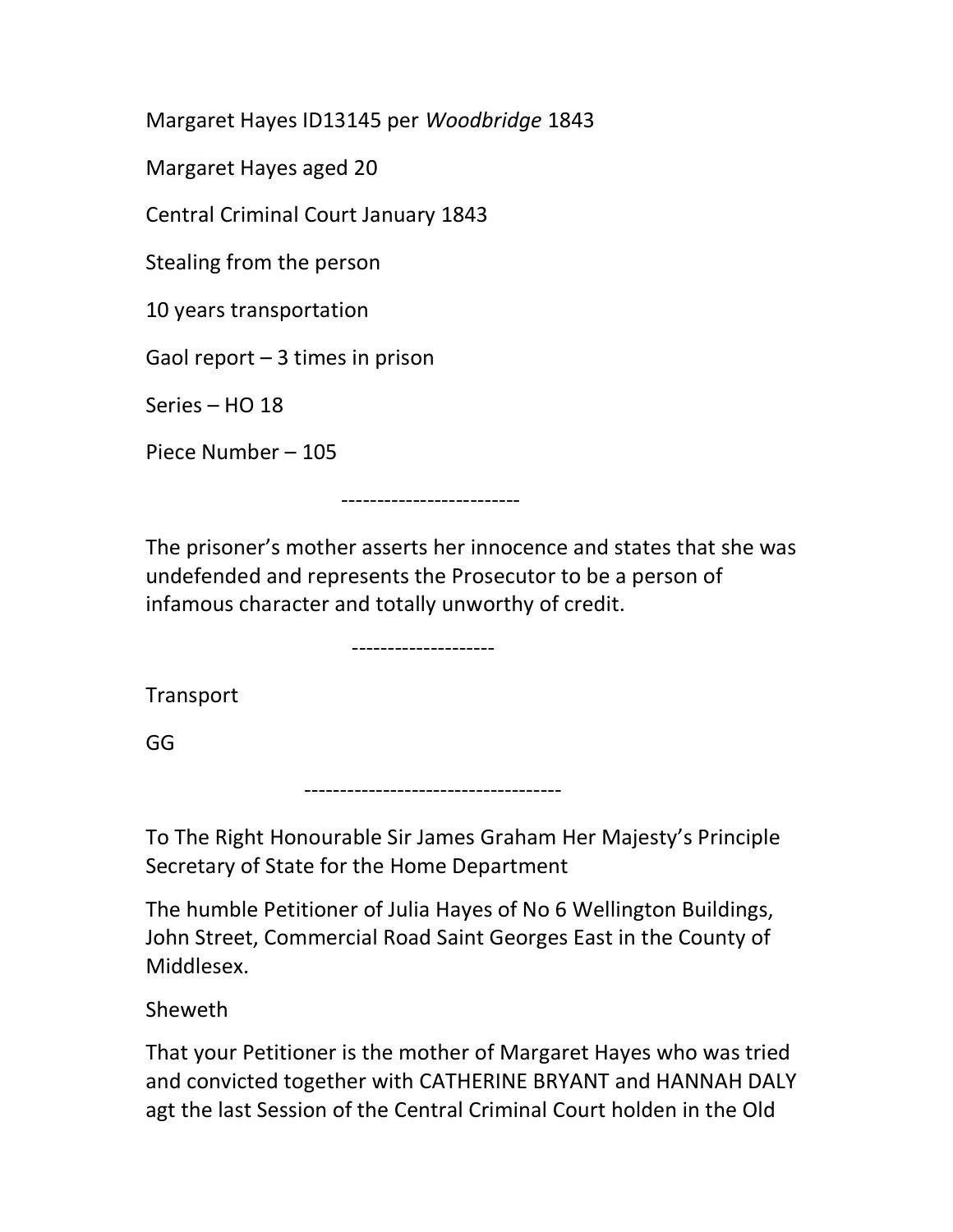Margaret Hayes ID13145 per *Woodbridge* 1843

Margaret Hayes aged 20

Central Criminal Court January 1843

Stealing from the person

10 years transportation

Gaol report – 3 times in prison

Series – HO 18

Piece Number – 105

-------------------------

The prisoner's mother asserts her innocence and states that she was undefended and represents the Prosecutor to be a person of infamous character and totally unworthy of credit.

--------------------

Transport

GG

------------------------------------

To The Right Honourable Sir James Graham Her Majesty's Principle Secretary of State for the Home Department

The humble Petitioner of Julia Hayes of No 6 Wellington Buildings, John Street, Commercial Road Saint Georges East in the County of Middlesex.

Sheweth

That your Petitioner is the mother of Margaret Hayes who was tried and convicted together with CATHERINE BRYANT and HANNAH DALY agt the last Session of the Central Criminal Court holden in the Old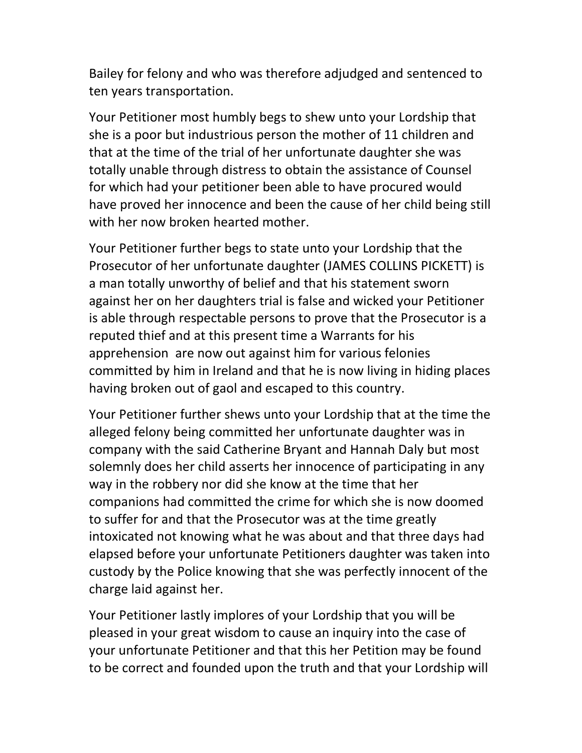Bailey for felony and who was therefore adjudged and sentenced to ten years transportation.

Your Petitioner most humbly begs to shew unto your Lordship that she is a poor but industrious person the mother of 11 children and that at the time of the trial of her unfortunate daughter she was totally unable through distress to obtain the assistance of Counsel for which had your petitioner been able to have procured would have proved her innocence and been the cause of her child being still with her now broken hearted mother.

Your Petitioner further begs to state unto your Lordship that the Prosecutor of her unfortunate daughter (JAMES COLLINS PICKETT) is a man totally unworthy of belief and that his statement sworn against her on her daughters trial is false and wicked your Petitioner is able through respectable persons to prove that the Prosecutor is a reputed thief and at this present time a Warrants for his apprehension  are now out against him for various felonies committed by him in Ireland and that he is now living in hiding places having broken out of gaol and escaped to this country.

Your Petitioner further shews unto your Lordship that at the time the alleged felony being committed her unfortunate daughter was in company with the said Catherine Bryant and Hannah Daly but most solemnly does her child asserts her innocence of participating in any way in the robbery nor did she know at the time that her companions had committed the crime for which she is now doomed to suffer for and that the Prosecutor was at the time greatly intoxicated not knowing what he was about and that three days had elapsed before your unfortunate Petitioners daughter was taken into custody by the Police knowing that she was perfectly innocent of the charge laid against her.

Your Petitioner lastly implores of your Lordship that you will be pleased in your great wisdom to cause an inquiry into the case of your unfortunate Petitioner and that this her Petition may be found to be correct and founded upon the truth and that your Lordship will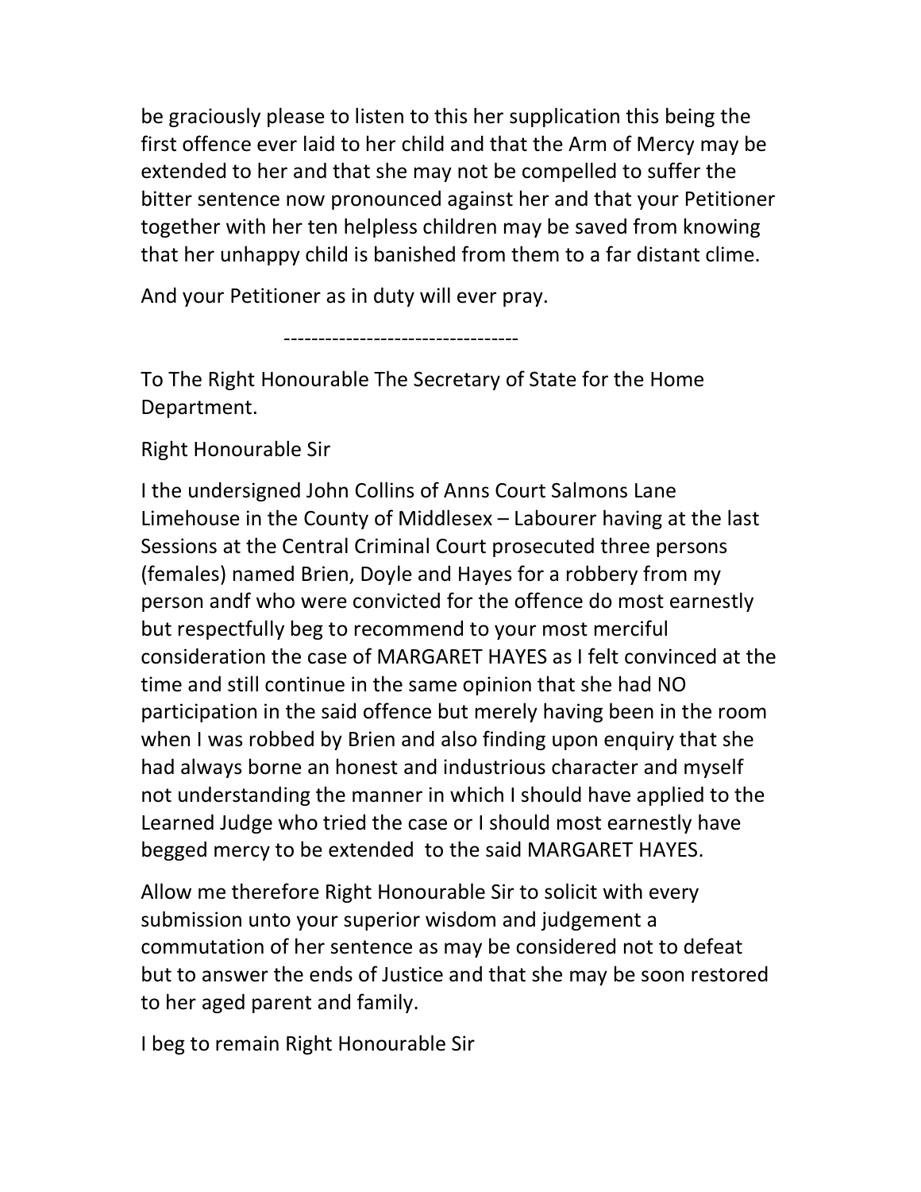be graciously please to listen to this her supplication this being the first offence ever laid to her child and that the Arm of Mercy may be extended to her and that she may not be compelled to suffer the bitter sentence now pronounced against her and that your Petitioner together with her ten helpless children may be saved from knowing that her unhappy child is banished from them to a far distant clime.

And your Petitioner as in duty will ever pray.

----------------------------------

To The Right Honourable The Secretary of State for the Home Department.

Right Honourable Sir

I the undersigned John Collins of Anns Court Salmons Lane Limehouse in the County of Middlesex – Labourer having at the last Sessions at the Central Criminal Court prosecuted three persons (females) named Brien, Doyle and Hayes for a robbery from my person andf who were convicted for the offence do most earnestly but respectfully beg to recommend to your most merciful consideration the case of MARGARET HAYES as I felt convinced at the time and still continue in the same opinion that she had NO participation in the said offence but merely having been in the room when I was robbed by Brien and also finding upon enquiry that she had always borne an honest and industrious character and myself not understanding the manner in which I should have applied to the Learned Judge who tried the case or I should most earnestly have begged mercy to be extended to the said MARGARET HAYES.

Allow me therefore Right Honourable Sir to solicit with every submission unto your superior wisdom and judgement a commutation of her sentence as may be considered not to defeat but to answer the ends of Justice and that she may be soon restored to her aged parent and family.

I beg to remain Right Honourable Sir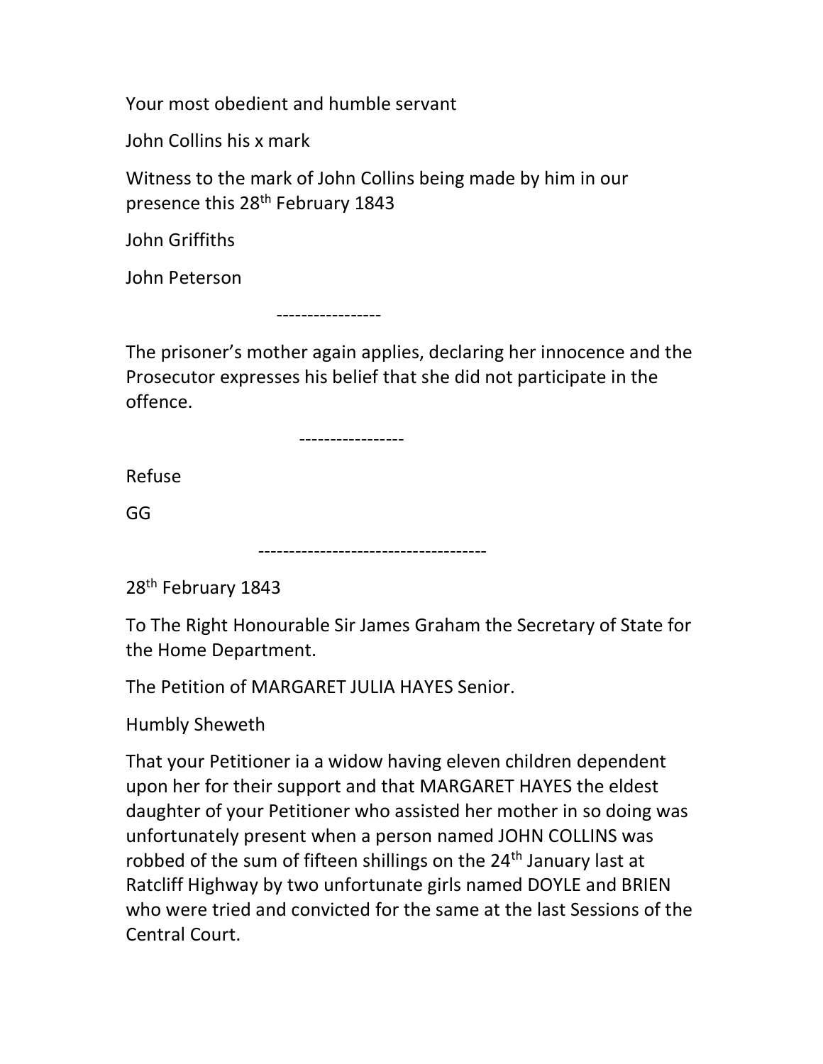Your most obedient and humble servant

John Collins his x mark

Witness to the mark of John Collins being made by him in our presence this 28th February 1843

John Griffiths

John Peterson

-----------------

The prisoner's mother again applies, declaring her innocence and the Prosecutor expresses his belief that she did not participate in the offence.

-----------------

Refuse

GG

-------------------------------------

28th February 1843

To The Right Honourable Sir James Graham the Secretary of State for the Home Department.

The Petition of MARGARET JULIA HAYES Senior.

Humbly Sheweth

That your Petitioner ia a widow having eleven children dependent upon her for their support and that MARGARET HAYES the eldest daughter of your Petitioner who assisted her mother in so doing was unfortunately present when a person named JOHN COLLINS was robbed of the sum of fifteen shillings on the 24th January last at Ratcliff Highway by two unfortunate girls named DOYLE and BRIEN who were tried and convicted for the same at the last Sessions of the Central Court.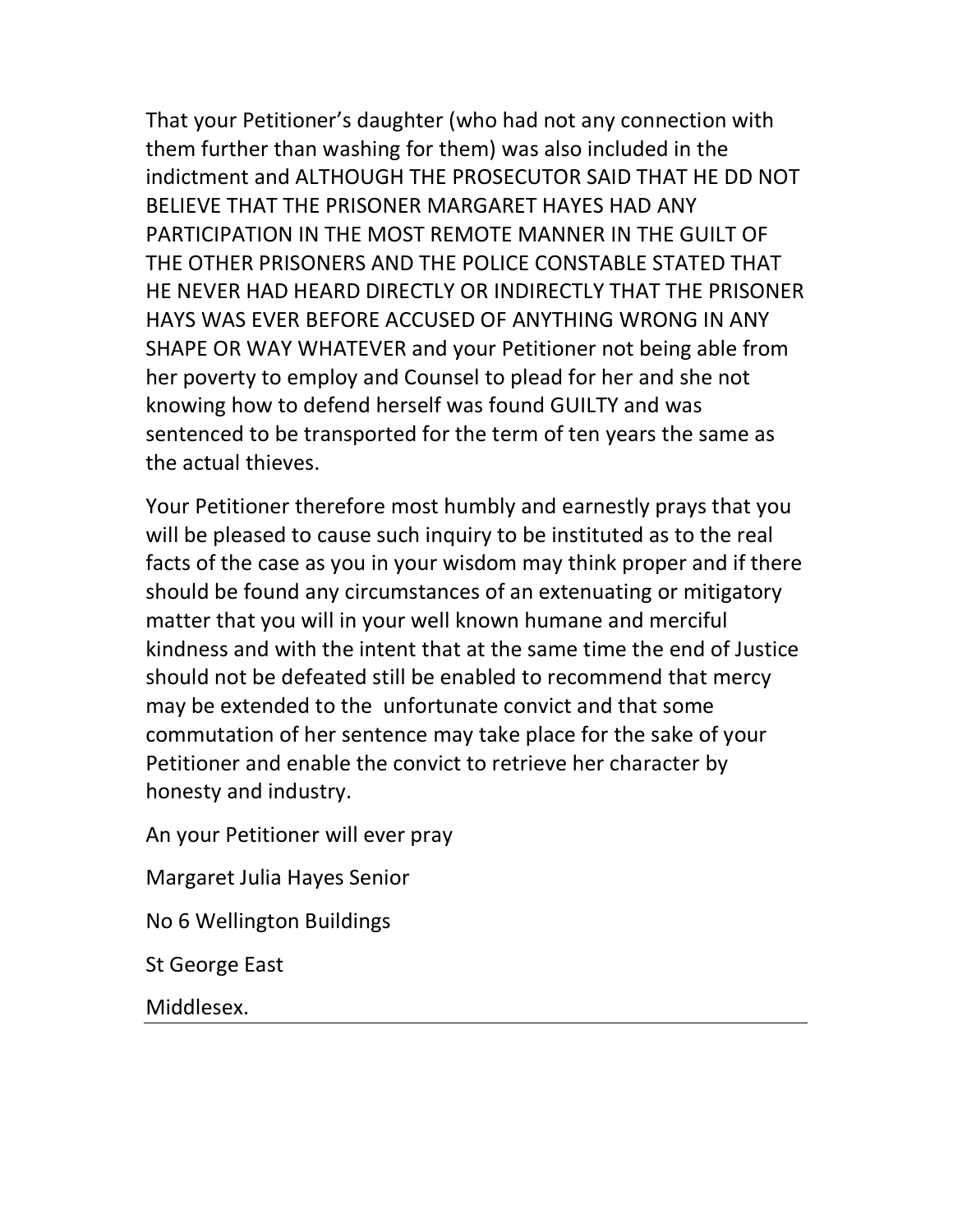That your Petitioner's daughter (who had not any connection with them further than washing for them) was also included in the indictment and ALTHOUGH THE PROSECUTOR SAID THAT HE DD NOT BELIEVE THAT THE PRISONER MARGARET HAYES HAD ANY PARTICIPATION IN THE MOST REMOTE MANNER IN THE GUILT OF THE OTHER PRISONERS AND THE POLICE CONSTABLE STATED THAT HE NEVER HAD HEARD DIRECTLY OR INDIRECTLY THAT THE PRISONER HAYS WAS EVER BEFORE ACCUSED OF ANYTHING WRONG IN ANY SHAPE OR WAY WHATEVER and your Petitioner not being able from her poverty to employ and Counsel to plead for her and she not knowing how to defend herself was found GUILTY and was sentenced to be transported for the term of ten years the same as the actual thieves.

Your Petitioner therefore most humbly and earnestly prays that you will be pleased to cause such inquiry to be instituted as to the real facts of the case as you in your wisdom may think proper and if there should be found any circumstances of an extenuating or mitigatory matter that you will in your well known humane and merciful kindness and with the intent that at the same time the end of Justice should not be defeated still be enabled to recommend that mercy may be extended to the unfortunate convict and that some commutation of her sentence may take place for the sake of your Petitioner and enable the convict to retrieve her character by honesty and industry.

An your Petitioner will ever pray

Margaret Julia Hayes Senior

No 6 Wellington Buildings

St George East

Middlesex.